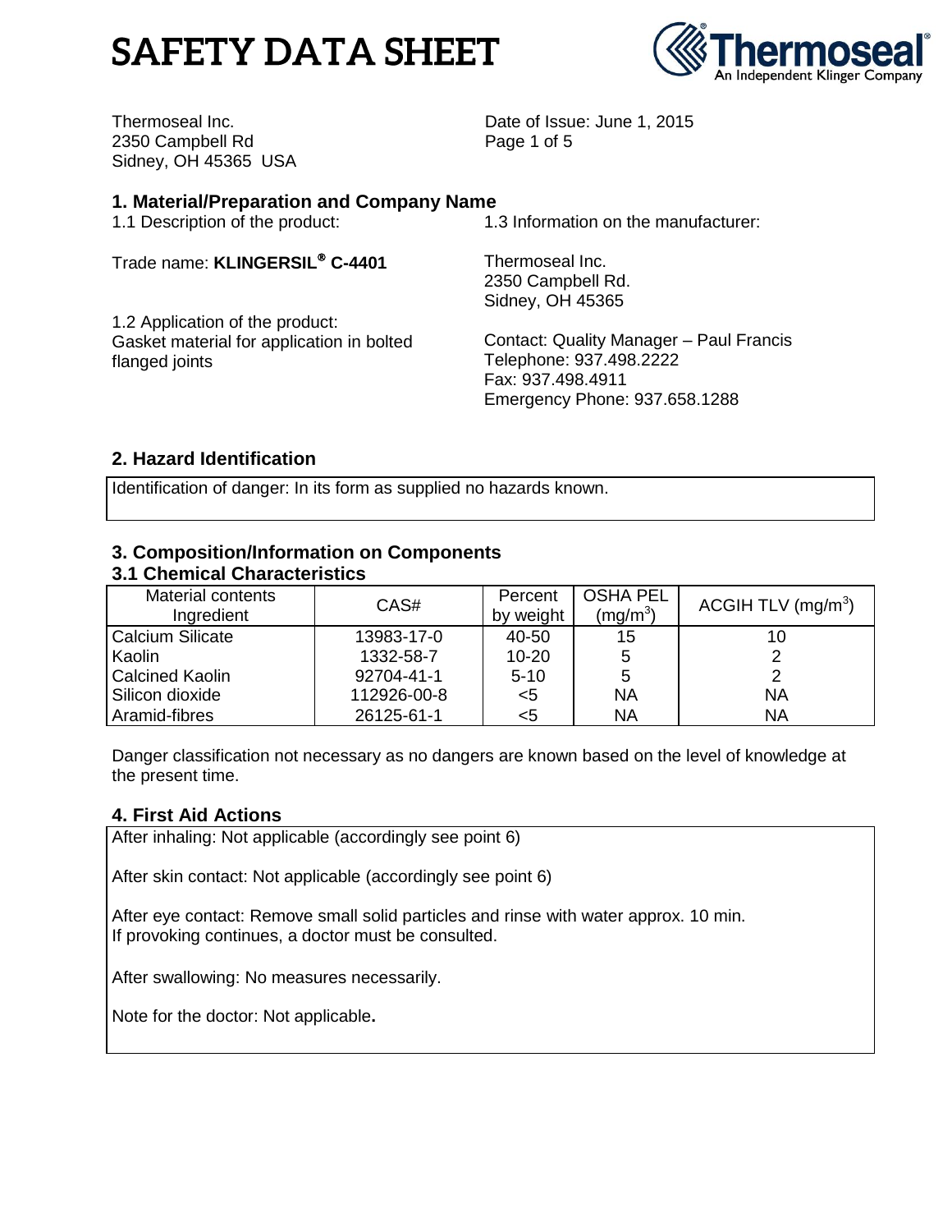# SAFETY DATA SHEET

Thermoseal Inc.
2350 Campbell Rd
Sidney, OH 45365 USA

Date of Issue: June 1, 2015

## 1. Material/Preparation and Company Name

1.1 Description of the product:

Trade name: **KLINGERSIL® C-4401**

1.2 Application of the product:
Gasket material for application in bolted flanged joints

1.3 Information on the manufacturer:

Thermoseal Inc.
2350 Campbell Rd.
Sidney, OH 45365

Contact: Quality Manager – Paul Francis
Telephone: 937.498.2222
Fax: 937.498.4911
Emergency Phone: 937.658.1288

## 2. Hazard Identification

Identification of danger: In its form as supplied no hazards known.

## 3. Composition/Information on Components

### 3.1 Chemical Characteristics

| Material contents Ingredient | CAS# | Percent by weight | OSHA PEL ($mg/m^3$) | ACGIH TLV ($mg/m^3$) |
|---|---|---|---|---|
| Calcium Silicate | 13983-17-0 | 40-50 | 15 | 10 |
| Kaolin | 1332-58-7 | 10-20 | 5 | 2 |
| Calcined Kaolin | 92704-41-1 | 5-10 | 5 | 2 |
| Silicon dioxide | 112926-00-8 | <5 | NA | NA |
| Aramid-fibres | 26125-61-1 | <5 | NA | NA |

Danger classification not necessary as no dangers are known based on the level of knowledge at the present time.

## 4. First Aid Actions

After inhaling: Not applicable (accordingly see point 6)

After skin contact: Not applicable (accordingly see point 6)

After eye contact: Remove small solid particles and rinse with water approx. 10 min.
If provoking continues, a doctor must be consulted.

After swallowing: No measures necessarily.

Note for the doctor: Not applicable**.**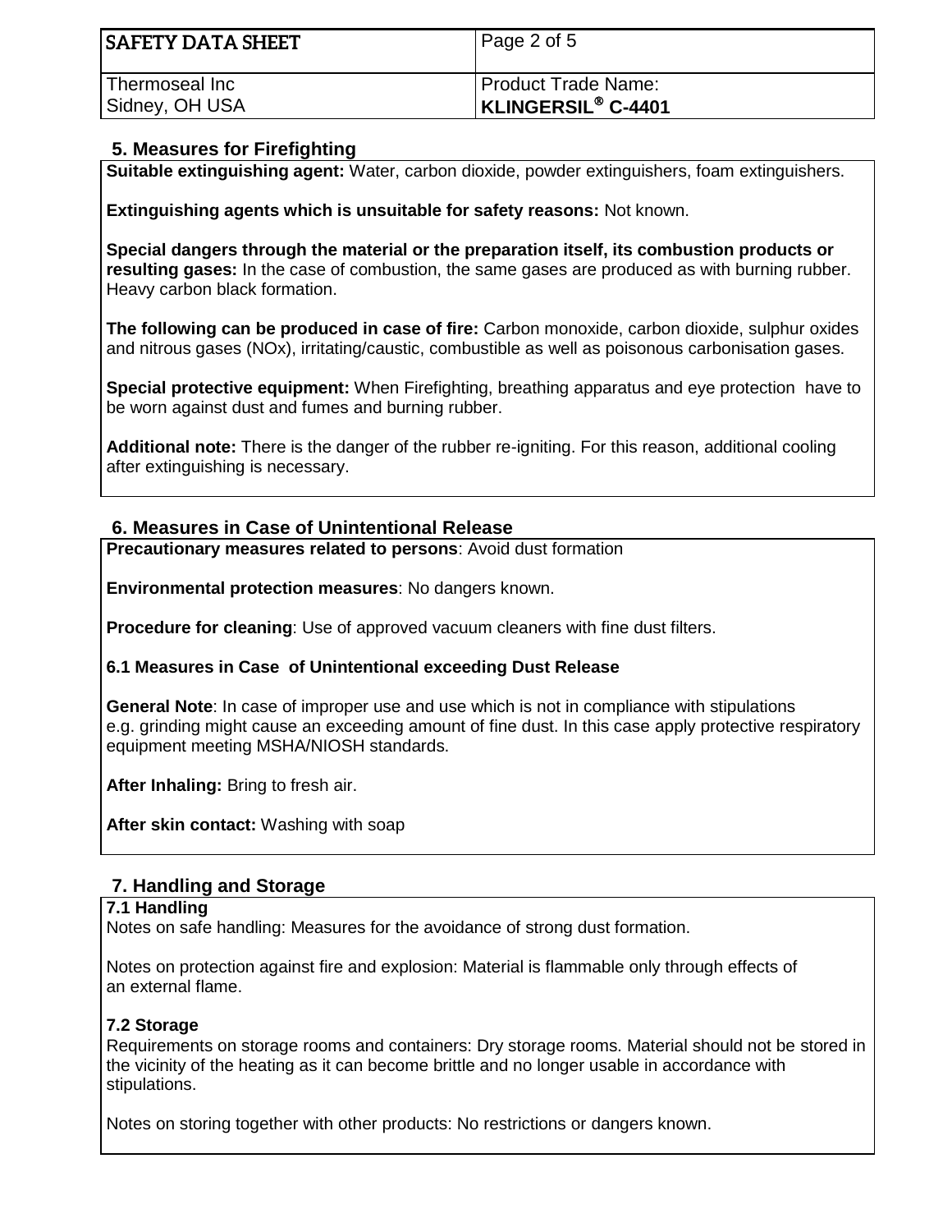## 5. Measures for Firefighting

**Suitable extinguishing agent:** Water, carbon dioxide, powder extinguishers, foam extinguishers.

**Extinguishing agents which is unsuitable for safety reasons:** Not known.

**Special dangers through the material or the preparation itself, its combustion products or resulting gases:** In the case of combustion, the same gases are produced as with burning rubber. Heavy carbon black formation.

**The following can be produced in case of fire:** Carbon monoxide, carbon dioxide, sulphur oxides and nitrous gases (NOx), irritating/caustic, combustible as well as poisonous carbonisation gases.

**Special protective equipment:** When Firefighting, breathing apparatus and eye protection have to be worn against dust and fumes and burning rubber.

**Additional note:** There is the danger of the rubber re-igniting. For this reason, additional cooling after extinguishing is necessary.

## 6. Measures in Case of Unintentional Release

**Precautionary measures related to persons**: Avoid dust formation

**Environmental protection measures**: No dangers known.

**Procedure for cleaning**: Use of approved vacuum cleaners with fine dust filters.

### 6.1 Measures in Case of Unintentional exceeding Dust Release

**General Note**: In case of improper use and use which is not in compliance with stipulations e.g. grinding might cause an exceeding amount of fine dust. In this case apply protective respiratory equipment meeting MSHA/NIOSH standards.

**After Inhaling:** Bring to fresh air.

**After skin contact:** Washing with soap

## 7. Handling and Storage

### 7.1 Handling

Notes on safe handling: Measures for the avoidance of strong dust formation.

Notes on protection against fire and explosion: Material is flammable only through effects of an external flame.

### 7.2 Storage

Requirements on storage rooms and containers: Dry storage rooms. Material should not be stored in the vicinity of the heating as it can become brittle and no longer usable in accordance with stipulations.

Notes on storing together with other products: No restrictions or dangers known.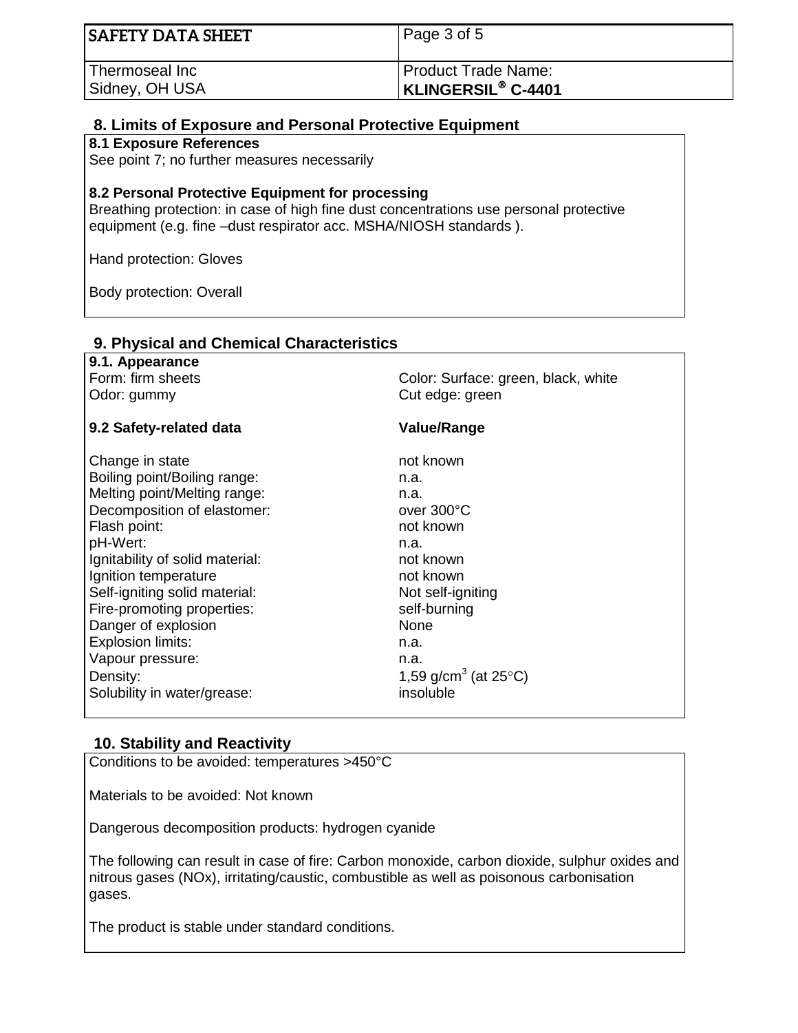## 8. Limits of Exposure and Personal Protective Equipment

**8.1 Exposure References**

See point 7; no further measures necessarily

**8.2 Personal Protective Equipment for processing**

Breathing protection: in case of high fine dust concentrations use personal protective equipment (e.g. fine –dust respirator acc. MSHA/NIOSH standards ).

Hand protection: Gloves

Body protection: Overall

## 9. Physical and Chemical Characteristics

**9.1. Appearance**

Form: firm sheets

Odor: gummy

Color: Surface: green, black, white

Cut edge: green

| **9.2 Safety-related data** | **Value/Range** |
|---|---|
| Change in state | not known |
| Boiling point/Boiling range: | n.a. |
| Melting point/Melting range: | n.a. |
| Decomposition of elastomer: | over 300°C |
| Flash point: | not known |
| pH-Wert: | n.a. |
| Ignitability of solid material: | not known |
| Ignition temperature | not known |
| Self-igniting solid material: | Not self-igniting |
| Fire-promoting properties: | self-burning |
| Danger of explosion | None |
| Explosion limits: | n.a. |
| Vapour pressure: | n.a. |
| Density: | 1,59 g/cm$^3$ (at 25°C) |
| Solubility in water/grease: | insoluble |

## 10. Stability and Reactivity

Conditions to be avoided: temperatures >450°C

Materials to be avoided: Not known

Dangerous decomposition products: hydrogen cyanide

The following can result in case of fire: Carbon monoxide, carbon dioxide, sulphur oxides and nitrous gases (NOx), irritating/caustic, combustible as well as poisonous carbonisation gases.

The product is stable under standard conditions.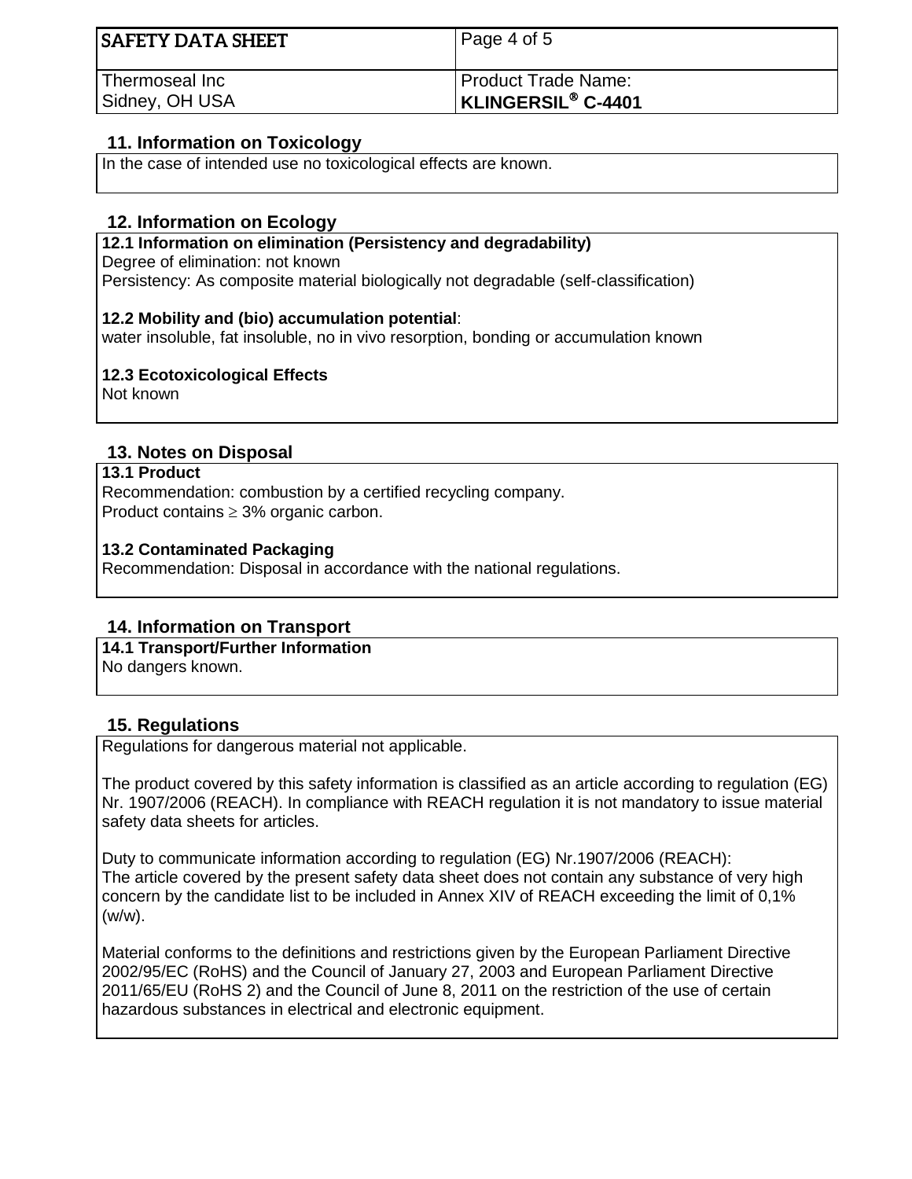## 11. Information on Toxicology

In the case of intended use no toxicological effects are known.

## 12. Information on Ecology

**12.1 Information on elimination (Persistency and degradability)**
Degree of elimination: not known
Persistency: As composite material biologically not degradable (self-classification)

**12.2 Mobility and (bio) accumulation potential**:
water insoluble, fat insoluble, no in vivo resorption, bonding or accumulation known

**12.3 Ecotoxicological Effects**
Not known

## 13. Notes on Disposal

**13.1 Product**
Recommendation: combustion by a certified recycling company.
Product contains ≥ 3% organic carbon.

**13.2 Contaminated Packaging**
Recommendation: Disposal in accordance with the national regulations.

## 14. Information on Transport

**14.1 Transport/Further Information**
No dangers known.

## 15. Regulations

Regulations for dangerous material not applicable.

The product covered by this safety information is classified as an article according to regulation (EG) Nr. 1907/2006 (REACH). In compliance with REACH regulation it is not mandatory to issue material safety data sheets for articles.

Duty to communicate information according to regulation (EG) Nr.1907/2006 (REACH):
The article covered by the present safety data sheet does not contain any substance of very high concern by the candidate list to be included in Annex XIV of REACH exceeding the limit of 0,1% (w/w).

Material conforms to the definitions and restrictions given by the European Parliament Directive 2002/95/EC (RoHS) and the Council of January 27, 2003 and European Parliament Directive 2011/65/EU (RoHS 2) and the Council of June 8, 2011 on the restriction of the use of certain hazardous substances in electrical and electronic equipment.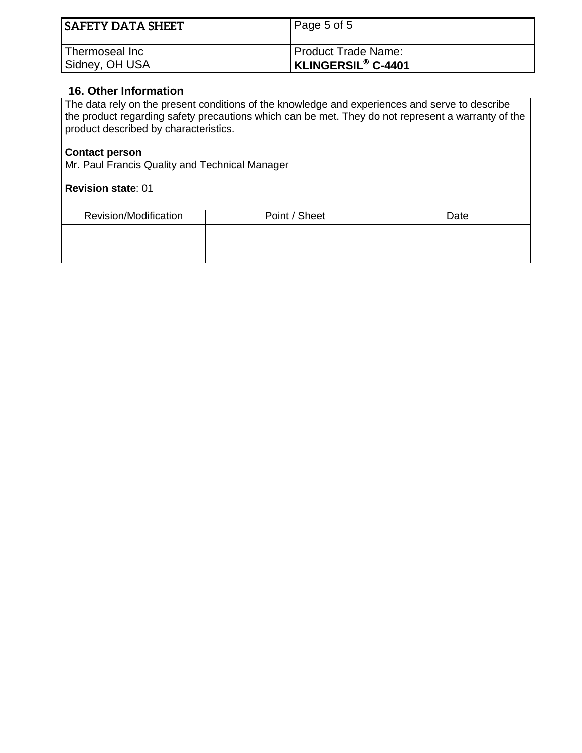## 16. Other Information

The data rely on the present conditions of the knowledge and experiences and serve to describe the product regarding safety precautions which can be met. They do not represent a warranty of the product described by characteristics.

**Contact person**
Mr. Paul Francis Quality and Technical Manager

**Revision state**: 01

| Revision/Modification | Point / Sheet | Date |
|---|---|---|
| | | |